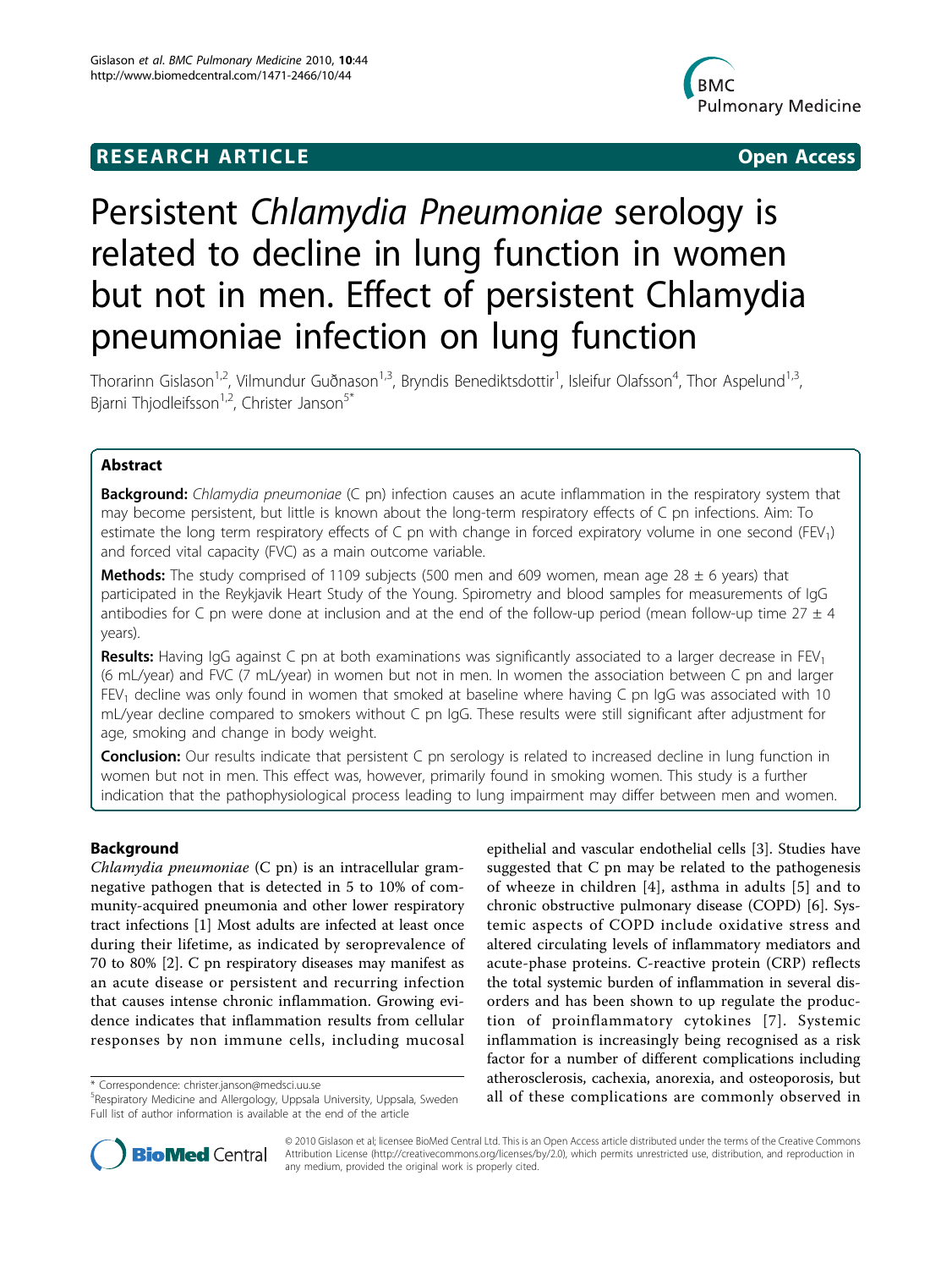## RESEARCH ARTICLE

**Open Access**

# Persistent *Chlamydia Pneumoniae* serology is related to decline in lung function in women but not in men. Effect of persistent Chlamydia pneumoniae infection on lung function

Thorarinn Gislason[1,2], Vilmundur Guðnason[1,3], Bryndis Benediktsdottir[1], Isleifur Olafsson[4], Thor Aspelund[1,3], Bjarni Thjodleifsson[1,2], Christer Janson[5*]

## Abstract

**Background:** *Chlamydia pneumoniae* (C pn) infection causes an acute inflammation in the respiratory system that may become persistent, but little is known about the long-term respiratory effects of C pn infections. Aim: To estimate the long term respiratory effects of C pn with change in forced expiratory volume in one second ($FEV_1$) and forced vital capacity (FVC) as a main outcome variable.

**Methods:** The study comprised of 1109 subjects (500 men and 609 women, mean age 28 ± 6 years) that participated in the Reykjavik Heart Study of the Young. Spirometry and blood samples for measurements of IgG antibodies for C pn were done at inclusion and at the end of the follow-up period (mean follow-up time 27 ± 4 years).

**Results:** Having IgG against C pn at both examinations was significantly associated to a larger decrease in $FEV_1$ (6 mL/year) and FVC (7 mL/year) in women but not in men. In women the association between C pn and larger $FEV_1$ decline was only found in women that smoked at baseline where having C pn IgG was associated with 10 mL/year decline compared to smokers without C pn IgG. These results were still significant after adjustment for age, smoking and change in body weight.

**Conclusion:** Our results indicate that persistent C pn serology is related to increased decline in lung function in women but not in men. This effect was, however, primarily found in smoking women. This study is a further indication that the pathophysiological process leading to lung impairment may differ between men and women.

## Background

*Chlamydia pneumoniae* (C pn) is an intracellular gram-negative pathogen that is detected in 5 to 10% of community-acquired pneumonia and other lower respiratory tract infections [1] Most adults are infected at least once during their lifetime, as indicated by seroprevalence of 70 to 80% [2]. C pn respiratory diseases may manifest as an acute disease or persistent and recurring infection that causes intense chronic inflammation. Growing evidence indicates that inflammation results from cellular responses by non immune cells, including mucosal epithelial and vascular endothelial cells [3]. Studies have suggested that C pn may be related to the pathogenesis of wheeze in children [4], asthma in adults [5] and to chronic obstructive pulmonary disease (COPD) [6]. Systemic aspects of COPD include oxidative stress and altered circulating levels of inflammatory mediators and acute-phase proteins. C-reactive protein (CRP) reflects the total systemic burden of inflammation in several disorders and has been shown to up regulate the production of proinflammatory cytokines [7]. Systemic inflammation is increasingly being recognised as a risk factor for a number of different complications including atherosclerosis, cachexia, anorexia, and osteoporosis, but all of these complications are commonly observed in

\* Correspondence: christer.janson@medsci.uu.se
[5]Respiratory Medicine and Allergology, Uppsala University, Uppsala, Sweden
Full list of author information is available at the end of the article

© 2010 Gislason et al; licensee BioMed Central Ltd. This is an Open Access article distributed under the terms of the Creative Commons Attribution License (http://creativecommons.org/licenses/by/2.0), which permits unrestricted use, distribution, and reproduction in any medium, provided the original work is properly cited.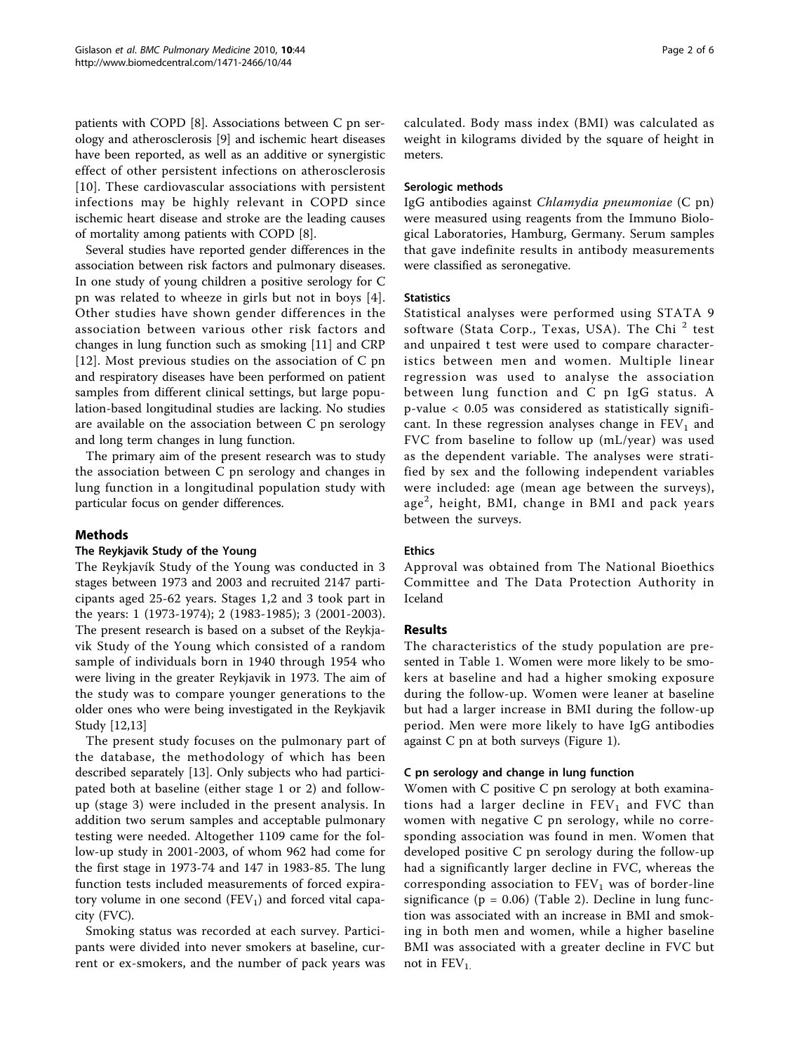patients with COPD [8]. Associations between C pn serology and atherosclerosis [9] and ischemic heart diseases have been reported, as well as an additive or synergistic effect of other persistent infections on atherosclerosis [10]. These cardiovascular associations with persistent infections may be highly relevant in COPD since ischemic heart disease and stroke are the leading causes of mortality among patients with COPD [8].

Several studies have reported gender differences in the association between risk factors and pulmonary diseases. In one study of young children a positive serology for C pn was related to wheeze in girls but not in boys [4]. Other studies have shown gender differences in the association between various other risk factors and changes in lung function such as smoking [11] and CRP [12]. Most previous studies on the association of C pn and respiratory diseases have been performed on patient samples from different clinical settings, but large population-based longitudinal studies are lacking. No studies are available on the association between C pn serology and long term changes in lung function.

The primary aim of the present research was to study the association between C pn serology and changes in lung function in a longitudinal population study with particular focus on gender differences.

## Methods

### The Reykjavik Study of the Young

The Reykjavík Study of the Young was conducted in 3 stages between 1973 and 2003 and recruited 2147 participants aged 25-62 years. Stages 1,2 and 3 took part in the years: 1 (1973-1974); 2 (1983-1985); 3 (2001-2003). The present research is based on a subset of the Reykjavik Study of the Young which consisted of a random sample of individuals born in 1940 through 1954 who were living in the greater Reykjavik in 1973. The aim of the study was to compare younger generations to the older ones who were being investigated in the Reykjavik Study [12,13]

The present study focuses on the pulmonary part of the database, the methodology of which has been described separately [13]. Only subjects who had participated both at baseline (either stage 1 or 2) and follow-up (stage 3) were included in the present analysis. In addition two serum samples and acceptable pulmonary testing were needed. Altogether 1109 came for the follow-up study in 2001-2003, of whom 962 had come for the first stage in 1973-74 and 147 in 1983-85. The lung function tests included measurements of forced expiratory volume in one second ($FEV_1$) and forced vital capacity (FVC).

Smoking status was recorded at each survey. Participants were divided into never smokers at baseline, current or ex-smokers, and the number of pack years was calculated. Body mass index (BMI) was calculated as weight in kilograms divided by the square of height in meters.

### Serologic methods

IgG antibodies against *Chlamydia pneumoniae* (C pn) were measured using reagents from the Immuno Biological Laboratories, Hamburg, Germany. Serum samples that gave indefinite results in antibody measurements were classified as seronegative.

### Statistics

Statistical analyses were performed using STATA 9 software (Stata Corp., Texas, USA). The Chi $^2$ test and unpaired t test were used to compare characteristics between men and women. Multiple linear regression was used to analyse the association between lung function and C pn IgG status. A p-value $< 0.05$ was considered as statistically significant. In these regression analyses change in $FEV_1$ and FVC from baseline to follow up (mL/year) was used as the dependent variable. The analyses were stratified by sex and the following independent variables were included: age (mean age between the surveys), age$^2$, height, BMI, change in BMI and pack years between the surveys.

### Ethics

Approval was obtained from The National Bioethics Committee and The Data Protection Authority in Iceland

## Results

The characteristics of the study population are presented in Table 1. Women were more likely to be smokers at baseline and had a higher smoking exposure during the follow-up. Women were leaner at baseline but had a larger increase in BMI during the follow-up period. Men were more likely to have IgG antibodies against C pn at both surveys (Figure 1).

### C pn serology and change in lung function

Women with C positive C pn serology at both examinations had a larger decline in $FEV_1$ and FVC than women with negative C pn serology, while no corresponding association was found in men. Women that developed positive C pn serology during the follow-up had a significantly larger decline in FVC, whereas the corresponding association to $FEV_1$ was of border-line significance ($p = 0.06$) (Table 2). Decline in lung function was associated with an increase in BMI and smoking in both men and women, while a higher baseline BMI was associated with a greater decline in FVC but not in $FEV_1$.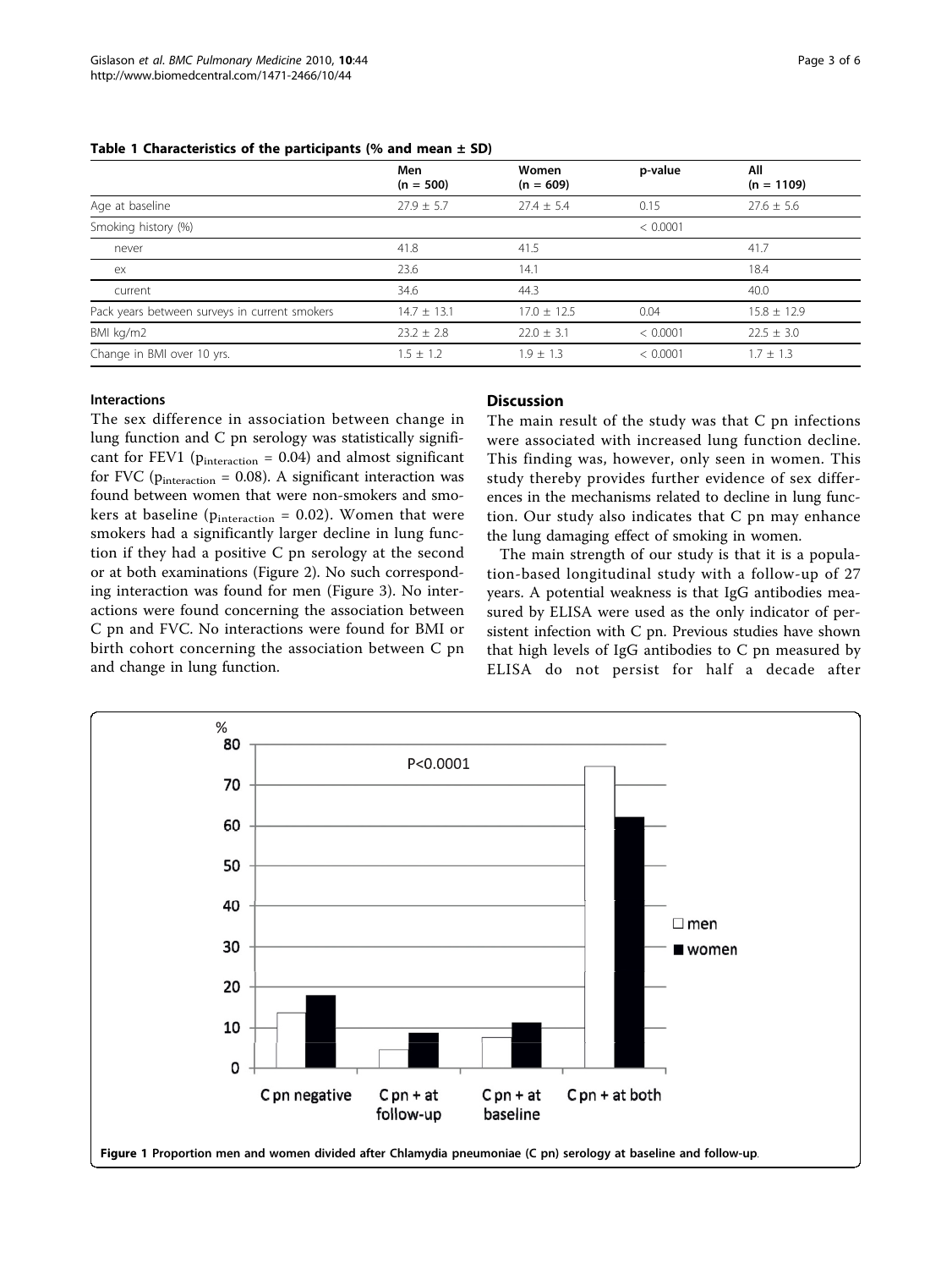**Table 1 Characteristics of the participants (% and mean ± SD)**

| | Men (n = 500) | Women (n = 609) | p-value | All (n = 1109) |
|---|---|---|---|---|
| Age at baseline | 27.9 ± 5.7 | 27.4 ± 5.4 | 0.15 | 27.6 ± 5.6 |
| Smoking history (%) | | | < 0.0001 | |
| never | 41.8 | 41.5 | | 41.7 |
| ex | 23.6 | 14.1 | | 18.4 |
| current | 34.6 | 44.3 | | 40.0 |
| Pack years between surveys in current smokers | 14.7 ± 13.1 | 17.0 ± 12.5 | 0.04 | 15.8 ± 12.9 |
| BMI kg/m2 | 23.2 ± 2.8 | 22.0 ± 3.1 | < 0.0001 | 22.5 ± 3.0 |
| Change in BMI over 10 yrs. | 1.5 ± 1.2 | 1.9 ± 1.3 | < 0.0001 | 1.7 ± 1.3 |

### Interactions

The sex difference in association between change in lung function and C pn serology was statistically significant for FEV1 ($p_{interaction} = 0.04$) and almost significant for FVC ($p_{interaction} = 0.08$). A significant interaction was found between women that were non-smokers and smokers at baseline ($p_{interaction} = 0.02$). Women that were smokers had a significantly larger decline in lung function if they had a positive C pn serology at the second or at both examinations (Figure 2). No such corresponding interaction was found for men (Figure 3). No interactions were found concerning the association between C pn and FVC. No interactions were found for BMI or birth cohort concerning the association between C pn and change in lung function.

## Discussion

The main result of the study was that C pn infections were associated with increased lung function decline. This finding was, however, only seen in women. This study thereby provides further evidence of sex differences in the mechanisms related to decline in lung function. Our study also indicates that C pn may enhance the lung damaging effect of smoking in women.

The main strength of our study is that it is a population-based longitudinal study with a follow-up of 27 years. A potential weakness is that IgG antibodies measured by ELISA were used as the only indicator of persistent infection with C pn. Previous studies have shown that high levels of IgG antibodies to C pn measured by ELISA do not persist for half a decade after

**Figure 1 Proportion men and women divided after Chlamydia pneumoniae (C pn) serology at baseline and follow-up.**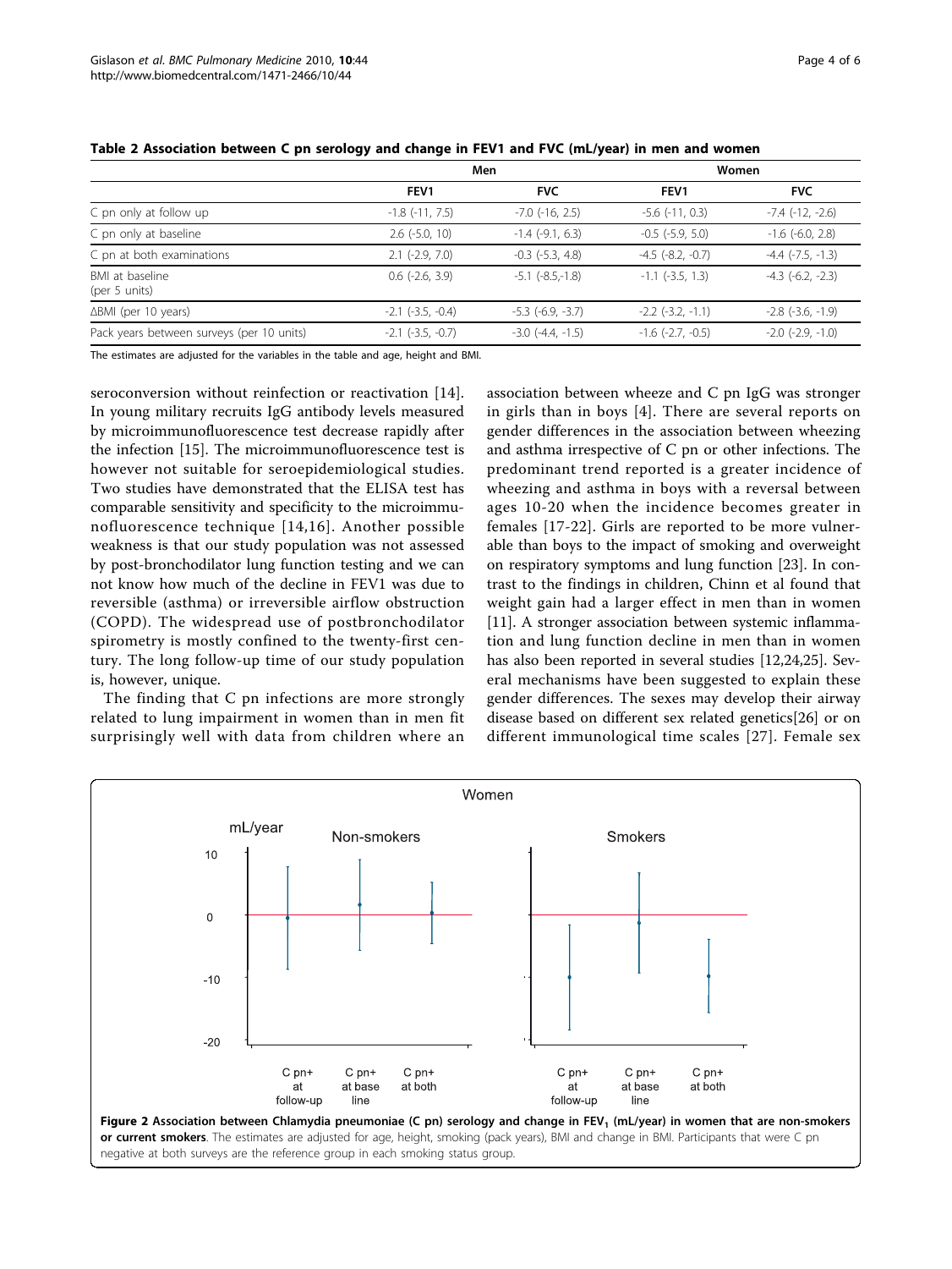**Table 2 Association between C pn serology and change in FEV1 and FVC (mL/year) in men and women**

| | Men | | Women | |
|---|---|---|---|---|
| | FEV1 | FVC | FEV1 | FVC |
| C pn only at follow up | -1.8 (-11, 7.5) | -7.0 (-16, 2.5) | -5.6 (-11, 0.3) | -7.4 (-12, -2.6) |
| C pn only at baseline | 2.6 (-5.0, 10) | -1.4 (-9.1, 6.3) | -0.5 (-5.9, 5.0) | -1.6 (-6.0, 2.8) |
| C pn at both examinations | 2.1 (-2.9, 7.0) | -0.3 (-5.3, 4.8) | -4.5 (-8.2, -0.7) | -4.4 (-7.5, -1.3) |
| BMI at baseline (per 5 units) | 0.6 (-2.6, 3.9) | -5.1 (-8.5,-1.8) | -1.1 (-3.5, 1.3) | -4.3 (-6.2, -2.3) |
| ΔBMI (per 10 years) | -2.1 (-3.5, -0.4) | -5.3 (-6.9, -3.7) | -2.2 (-3.2, -1.1) | -2.8 (-3.6, -1.9) |
| Pack years between surveys (per 10 units) | -2.1 (-3.5, -0.7) | -3.0 (-4.4, -1.5) | -1.6 (-2.7, -0.5) | -2.0 (-2.9, -1.0) |

The estimates are adjusted for the variables in the table and age, height and BMI.

seroconversion without reinfection or reactivation [14]. In young military recruits IgG antibody levels measured by microimmunofluorescence test decrease rapidly after the infection [15]. The microimmunofluorescence test is however not suitable for seroepidemiological studies. Two studies have demonstrated that the ELISA test has comparable sensitivity and specificity to the microimmunofluorescence technique [14,16]. Another possible weakness is that our study population was not assessed by post-bronchodilator lung function testing and we can not know how much of the decline in FEV1 was due to reversible (asthma) or irreversible airflow obstruction (COPD). The widespread use of postbronchodilator spirometry is mostly confined to the twenty-first century. The long follow-up time of our study population is, however, unique.

The finding that C pn infections are more strongly related to lung impairment in women than in men fit surprisingly well with data from children where an association between wheeze and C pn IgG was stronger in girls than in boys [4]. There are several reports on gender differences in the association between wheezing and asthma irrespective of C pn or other infections. The predominant trend reported is a greater incidence of wheezing and asthma in boys with a reversal between ages 10-20 when the incidence becomes greater in females [17-22]. Girls are reported to be more vulnerable than boys to the impact of smoking and overweight on respiratory symptoms and lung function [23]. In contrast to the findings in children, Chinn et al found that weight gain had a larger effect in men than in women [11]. A stronger association between systemic inflammation and lung function decline in men than in women has also been reported in several studies [12,24,25]. Several mechanisms have been suggested to explain these gender differences. The sexes may develop their airway disease based on different sex related genetics[26] or on different immunological time scales [27]. Female sex

**Figure 2 Association between Chlamydia pneumoniae (C pn) serology and change in $FEV_1$ (mL/year) in women that are non-smokers or current smokers**. The estimates are adjusted for age, height, smoking (pack years), BMI and change in BMI. Participants that were C pn negative at both surveys are the reference group in each smoking status group.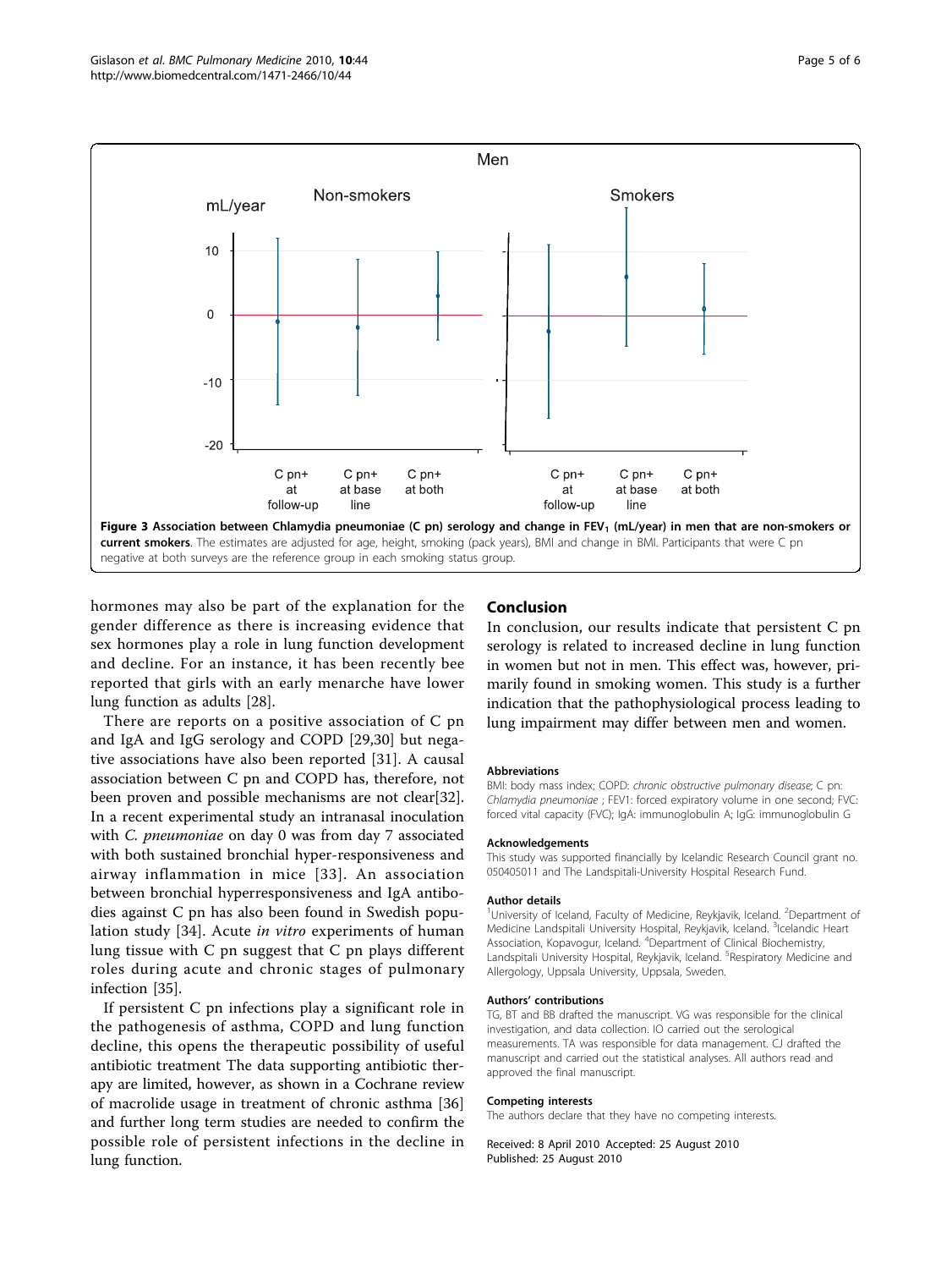Figure 3 Association between Chlamydia pneumoniae (C pn) serology and change in $FEV_1$ (mL/year) in men that are non-smokers or current smokers. The estimates are adjusted for age, height, smoking (pack years), BMI and change in BMI. Participants that were C pn negative at both surveys are the reference group in each smoking status group.

hormones may also be part of the explanation for the gender difference as there is increasing evidence that sex hormones play a role in lung function development and decline. For an instance, it has been recently bee reported that girls with an early menarche have lower lung function as adults [28].

There are reports on a positive association of C pn and IgA and IgG serology and COPD [29,30] but negative associations have also been reported [31]. A causal association between C pn and COPD has, therefore, not been proven and possible mechanisms are not clear[32]. In a recent experimental study an intranasal inoculation with *C. pneumoniae* on day 0 was from day 7 associated with both sustained bronchial hyper-responsiveness and airway inflammation in mice [33]. An association between bronchial hyperresponsiveness and IgA antibodies against C pn has also been found in Swedish population study [34]. Acute *in vitro* experiments of human lung tissue with C pn suggest that C pn plays different roles during acute and chronic stages of pulmonary infection [35].

If persistent C pn infections play a significant role in the pathogenesis of asthma, COPD and lung function decline, this opens the therapeutic possibility of useful antibiotic treatment The data supporting antibiotic therapy are limited, however, as shown in a Cochrane review of macrolide usage in treatment of chronic asthma [36] and further long term studies are needed to confirm the possible role of persistent infections in the decline in lung function.

## Conclusion

In conclusion, our results indicate that persistent C pn serology is related to increased decline in lung function in women but not in men. This effect was, however, primarily found in smoking women. This study is a further indication that the pathophysiological process leading to lung impairment may differ between men and women.

#### Abbreviations

BMI: body mass index; COPD: *chronic obstructive pulmonary disease*; C pn: *Chlamydia pneumoniae* ; FEV1: forced expiratory volume in one second; FVC: forced vital capacity (FVC); IgA: immunoglobulin A; IgG: immunoglobulin G

#### Acknowledgements

This study was supported financially by Icelandic Research Council grant no. 050405011 and The Landspitali-University Hospital Research Fund.

#### Author details

[1]University of Iceland, Faculty of Medicine, Reykjavik, Iceland. [2]Department of Medicine Landspitali University Hospital, Reykjavik, Iceland. [3]Icelandic Heart Association, Kopavogur, Iceland. [4]Department of Clinical Biochemistry, Landspitali University Hospital, Reykjavik, Iceland. [5]Respiratory Medicine and Allergology, Uppsala University, Uppsala, Sweden.

#### Authors' contributions

TG, BT and BB drafted the manuscript. VG was responsible for the clinical investigation, and data collection. IO carried out the serological measurements. TA was responsible for data management. CJ drafted the manuscript and carried out the statistical analyses. All authors read and approved the final manuscript.

#### Competing interests

The authors declare that they have no competing interests.

Received: 8 April 2010 Accepted: 25 August 2010
Published: 25 August 2010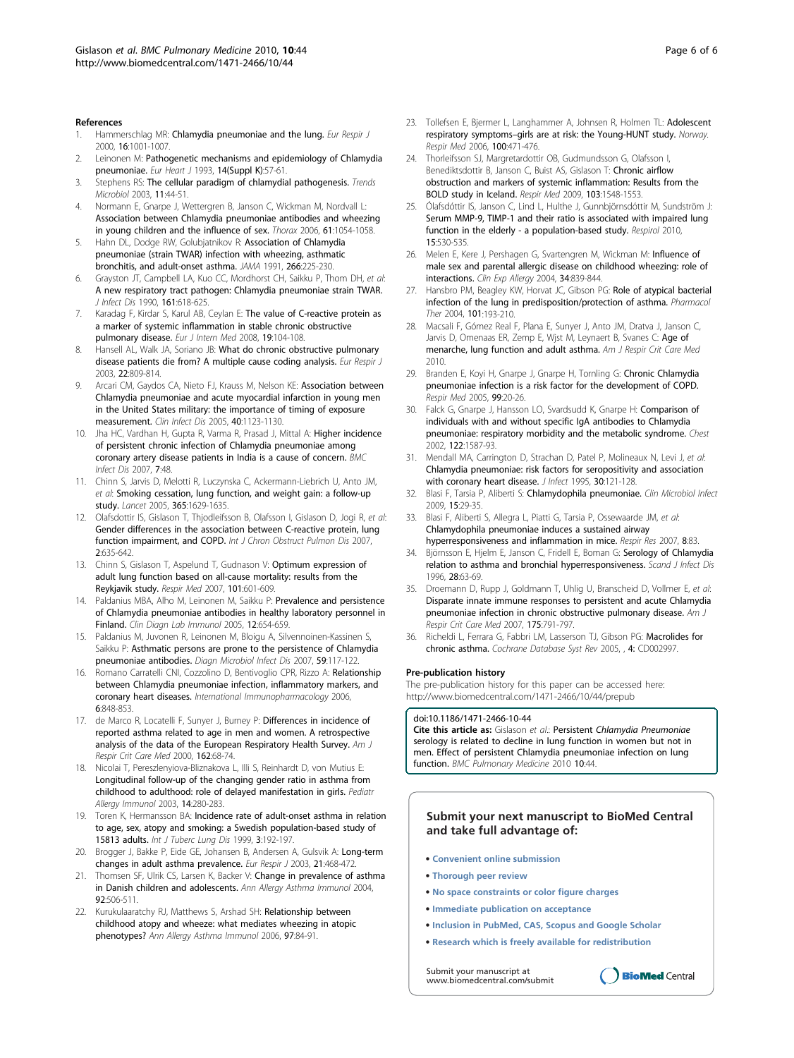## References

1. Hammerschlag MR: **Chlamydia pneumoniae and the lung.** *Eur Respir J* 2000, **16**:1001-1007.
2. Leinonen M: **Pathogenetic mechanisms and epidemiology of Chlamydia pneumoniae.** *Eur Heart J* 1993, **14(Suppl K)**:57-61.
3. Stephens RS: **The cellular paradigm of chlamydial pathogenesis.** *Trends Microbiol* 2003, **11**:44-51.
4. Normann E, Gnarpe J, Wettergren B, Janson C, Wickman M, Nordvall L: **Association between Chlamydia pneumoniae antibodies and wheezing in young children and the influence of sex.** *Thorax* 2006, **61**:1054-1058.
5. Hahn DL, Dodge RW, Golubjatnikov R: **Association of Chlamydia pneumoniae (strain TWAR) infection with wheezing, asthmatic bronchitis, and adult-onset asthma.** *JAMA* 1991, **266**:225-230.
6. Grayston JT, Campbell LA, Kuo CC, Mordhorst CH, Saikku P, Thom DH, *et al*: **A new respiratory tract pathogen: Chlamydia pneumoniae strain TWAR.** *J Infect Dis* 1990, **161**:618-625.
7. Karadag F, Kirdar S, Karul AB, Ceylan E: **The value of C-reactive protein as a marker of systemic inflammation in stable chronic obstructive pulmonary disease.** *Eur J Intern Med* 2008, **19**:104-108.
8. Hansell AL, Walk JA, Soriano JB: **What do chronic obstructive pulmonary disease patients die from? A multiple cause coding analysis.** *Eur Respir J* 2003, **22**:809-814.
9. Arcari CM, Gaydos CA, Nieto FJ, Krauss M, Nelson KE: **Association between Chlamydia pneumoniae and acute myocardial infarction in young men in the United States military: the importance of timing of exposure measurement.** *Clin Infect Dis* 2005, **40**:1123-1130.
10. Jha HC, Vardhan H, Gupta R, Varma R, Prasad J, Mittal A: **Higher incidence of persistent chronic infection of Chlamydia pneumoniae among coronary artery disease patients in India is a cause of concern.** *BMC Infect Dis* 2007, **7**:48.
11. Chinn S, Jarvis D, Melotti R, Luczynska C, Ackermann-Liebrich U, Anto JM, *et al*: **Smoking cessation, lung function, and weight gain: a follow-up study.** *Lancet* 2005, **365**:1629-1635.
12. Olafsdottir IS, Gislason T, Thjodleifsson B, Olafsson I, Gislason D, Jogi R, *et al*: **Gender differences in the association between C-reactive protein, lung function impairment, and COPD.** *Int J Chron Obstruct Pulmon Dis* 2007, **2**:635-642.
13. Chinn S, Gislason T, Aspelund T, Gudnason V: **Optimum expression of adult lung function based on all-cause mortality: results from the Reykjavik study.** *Respir Med* 2007, **101**:601-609.
14. Paldanius MBA, Alho M, Leinonen M, Saikku P: **Prevalence and persistence of Chlamydia pneumoniae antibodies in healthy laboratory personnel in Finland.** *Clin Diagn Lab Immunol* 2005, **12**:654-659.
15. Paldanius M, Juvonen R, Leinonen M, Bloigu A, Silvennoinen-Kassinen S, Saikku P: **Asthmatic persons are prone to the persistence of Chlamydia pneumoniae antibodies.** *Diagn Microbiol Infect Dis* 2007, **59**:117-122.
16. Romano Carratelli CNI, Cozzolino D, Bentivoglio CPR, Rizzo A: **Relationship between Chlamydia pneumoniae infection, inflammatory markers, and coronary heart diseases.** *International Immunopharmacology* 2006, **6**:848-853.
17. de Marco R, Locatelli F, Sunyer J, Burney P: **Differences in incidence of reported asthma related to age in men and women. A retrospective analysis of the data of the European Respiratory Health Survey.** *Am J Respir Crit Care Med* 2000, **162**:68-74.
18. Nicolai T, Pereszlenyiova-Bliznakova L, Illi S, Reinhardt D, von Mutius E: **Longitudinal follow-up of the changing gender ratio in asthma from childhood to adulthood: role of delayed manifestation in girls.** *Pediatr Allergy Immunol* 2003, **14**:280-283.
19. Toren K, Hermansson BA: **Incidence rate of adult-onset asthma in relation to age, sex, atopy and smoking: a Swedish population-based study of 15813 adults.** *Int J Tuberc Lung Dis* 1999, **3**:192-197.
20. Brogger J, Bakke P, Eide GE, Johansen B, Andersen A, Gulsvik A: **Long-term changes in adult asthma prevalence.** *Eur Respir J* 2003, **21**:468-472.
21. Thomsen SF, Ulrik CS, Larsen K, Backer V: **Change in prevalence of asthma in Danish children and adolescents.** *Ann Allergy Asthma Immunol* 2004, **92**:506-511.
22. Kurukulaaratchy RJ, Matthews S, Arshad SH: **Relationship between childhood atopy and wheeze: what mediates wheezing in atopic phenotypes?** *Ann Allergy Asthma Immunol* 2006, **97**:84-91.
23. Tollefsen E, Bjermer L, Langhammer A, Johnsen R, Holmen TL: **Adolescent respiratory symptoms–girls are at risk: the Young-HUNT study.** *Norway. Respir Med* 2006, **100**:471-476.
24. Thorleifsson SJ, Margretardottir OB, Gudmundsson G, Olafsson I, Benediktsdottir B, Janson C, Buist AS, Gislason T: **Chronic airflow obstruction and markers of systemic inflammation: Results from the BOLD study in Iceland.** *Respir Med* 2009, **103**:1548-1553.
25. Ólafsdóttir IS, Janson C, Lind L, Hulthe J, Gunnbjörnsdóttir M, Sundström J: **Serum MMP-9, TIMP-1 and their ratio is associated with impaired lung function in the elderly - a population-based study.** *Respirol* 2010, **15**:530-535.
26. Melen E, Kere J, Pershagen G, Svartengren M, Wickman M: **Influence of male sex and parental allergic disease on childhood wheezing: role of interactions.** *Clin Exp Allergy* 2004, **34**:839-844.
27. Hansbro PM, Beagley KW, Horvat JC, Gibson PG: **Role of atypical bacterial infection of the lung in predisposition/protection of asthma.** *Pharmacol Ther* 2004, **101**:193-210.
28. Macsali F, Gómez Real F, Plana E, Sunyer J, Anto JM, Dratva J, Janson C, Jarvis D, Omenaas ER, Zemp E, Wjst M, Leynaert B, Svanes C: **Age of menarche, lung function and adult asthma.** *Am J Respir Crit Care Med* 2010.
29. Branden E, Koyi H, Gnarpe J, Gnarpe H, Tornling G: **Chronic Chlamydia pneumoniae infection is a risk factor for the development of COPD.** *Respir Med* 2005, **99**:20-26.
30. Falck G, Gnarpe J, Hansson LO, Svardsudd K, Gnarpe H: **Comparison of individuals with and without specific IgA antibodies to Chlamydia pneumoniae: respiratory morbidity and the metabolic syndrome.** *Chest* 2002, **122**:1587-93.
31. Mendall MA, Carrington D, Strachan D, Patel P, Molineaux N, Levi J, *et al*: **Chlamydia pneumoniae: risk factors for seropositivity and association with coronary heart disease.** *J Infect* 1995, **30**:121-128.
32. Blasi F, Tarsia P, Aliberti S: **Chlamydophila pneumoniae.** *Clin Microbiol Infect* 2009, **15**:29-35.
33. Blasi F, Aliberti S, Allegra L, Piatti G, Tarsia P, Ossewaarde JM, *et al*: **Chlamydophila pneumoniae induces a sustained airway hyperresponsiveness and inflammation in mice.** *Respir Res* 2007, **8**:83.
34. Björnsson E, Hjelm E, Janson C, Fridell E, Boman G: **Serology of Chlamydia relation to asthma and bronchial hyperresponsiveness.** *Scand J Infect Dis* 1996, **28**:63-69.
35. Droemann D, Rupp J, Goldmann T, Uhlig U, Branscheid D, Vollmer E, *et al*: **Disparate innate immune responses to persistent and acute Chlamydia pneumoniae infection in chronic obstructive pulmonary disease.** *Am J Respir Crit Care Med* 2007, **175**:791-797.
36. Richeldi L, Ferrara G, Fabbri LM, Lasserson TJ, Gibson PG: **Macrolides for chronic asthma.** *Cochrane Database Syst Rev* 2005, , **4**: CD002997.

### Pre-publication history

The pre-publication history for this paper can be accessed here: http://www.biomedcentral.com/1471-2466/10/44/prepub

doi:10.1186/1471-2466-10-44

**Cite this article as:** Gislason *et al.*: Persistent *Chlamydia Pneumoniae* serology is related to decline in lung function in women but not in men. Effect of persistent Chlamydia pneumoniae infection on lung function. *BMC Pulmonary Medicine* 2010 **10**:44.

**Submit your next manuscript to BioMed Central and take full advantage of:**

- **Convenient online submission**
- **Thorough peer review**
- **No space constraints or color figure charges**
- **Immediate publication on acceptance**
- **Inclusion in PubMed, CAS, Scopus and Google Scholar**
- **Research which is freely available for redistribution**

Submit your manuscript at www.biomedcentral.com/submit

BioMed Central